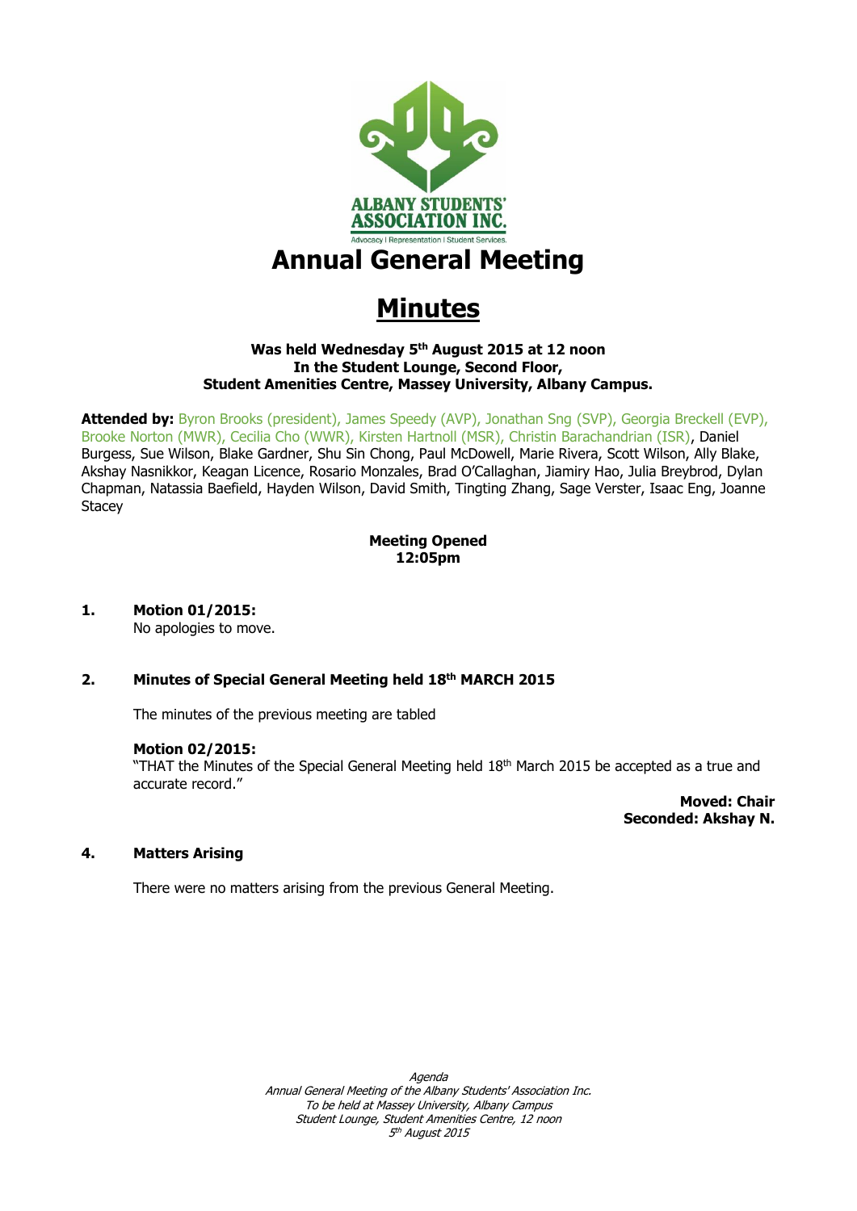ALBANY STUDENTS' ASSOCIATION INC.

Advocacy | Representation | Student Services.

# Annual General Meeting

# Minutes

**Was held Wednesday 5th August 2015 at 12 noon**
**In the Student Lounge, Second Floor,**
**Student Amenities Centre, Massey University, Albany Campus.**

**Attended by:** Byron Brooks (president), James Speedy (AVP), Jonathan Sng (SVP), Georgia Breckell (EVP), Brooke Norton (MWR), Cecilia Cho (WWR), Kirsten Hartnoll (MSR), Christin Barachandrian (ISR), Daniel Burgess, Sue Wilson, Blake Gardner, Shu Sin Chong, Paul McDowell, Marie Rivera, Scott Wilson, Ally Blake, Akshay Nasnikkor, Keagan Licence, Rosario Monzales, Brad O'Callaghan, Jiamiry Hao, Julia Breybrod, Dylan Chapman, Natassia Baefield, Hayden Wilson, David Smith, Tingting Zhang, Sage Verster, Isaac Eng, Joanne Stacey

**Meeting Opened**
**12:05pm**

**1. Motion 01/2015:**

No apologies to move.

**2. Minutes of Special General Meeting held 18th MARCH 2015**

The minutes of the previous meeting are tabled

**Motion 02/2015:**

"THAT the Minutes of the Special General Meeting held 18th March 2015 be accepted as a true and accurate record."

**Moved: Chair**
**Seconded: Akshay N.**

**4. Matters Arising**

There were no matters arising from the previous General Meeting.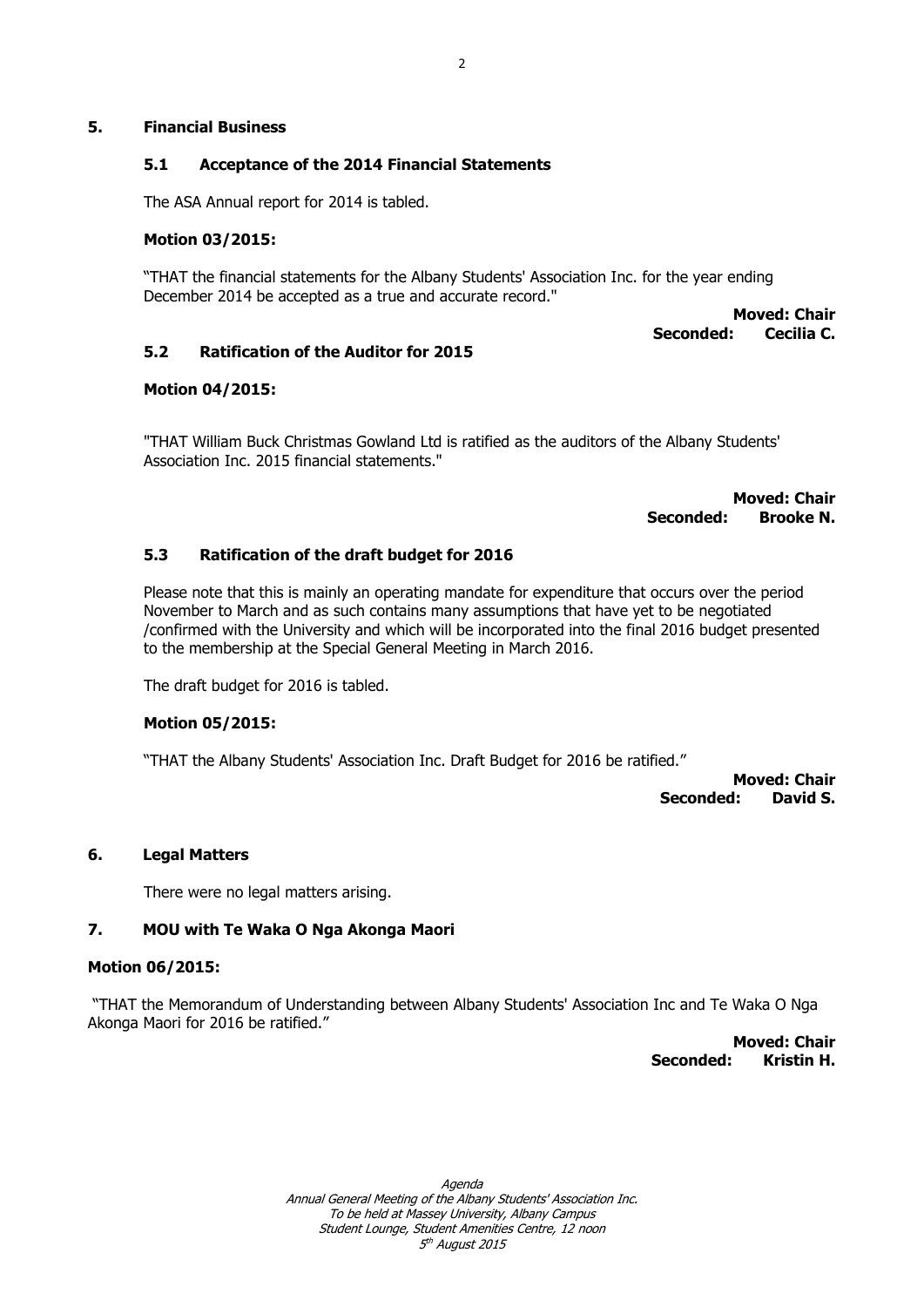## 5. Financial Business

### 5.1 Acceptance of the 2014 Financial Statements

The ASA Annual report for 2014 is tabled.

**Motion 03/2015:**

"THAT the financial statements for the Albany Students' Association Inc. for the year ending December 2014 be accepted as a true and accurate record."

**Moved: Chair**
**Seconded: Cecilia C.**

### 5.2 Ratification of the Auditor for 2015

**Motion 04/2015:**

"THAT William Buck Christmas Gowland Ltd is ratified as the auditors of the Albany Students' Association Inc. 2015 financial statements."

**Moved: Chair**
**Seconded: Brooke N.**

### 5.3 Ratification of the draft budget for 2016

Please note that this is mainly an operating mandate for expenditure that occurs over the period November to March and as such contains many assumptions that have yet to be negotiated /confirmed with the University and which will be incorporated into the final 2016 budget presented to the membership at the Special General Meeting in March 2016.

The draft budget for 2016 is tabled.

**Motion 05/2015:**

"THAT the Albany Students' Association Inc. Draft Budget for 2016 be ratified."

**Moved: Chair**
**Seconded: David S.**

## 6. Legal Matters

There were no legal matters arising.

## 7. MOU with Te Waka O Nga Akonga Maori

**Motion 06/2015:**

"THAT the Memorandum of Understanding between Albany Students' Association Inc and Te Waka O Nga Akonga Maori for 2016 be ratified."

**Moved: Chair**
**Seconded: Kristin H.**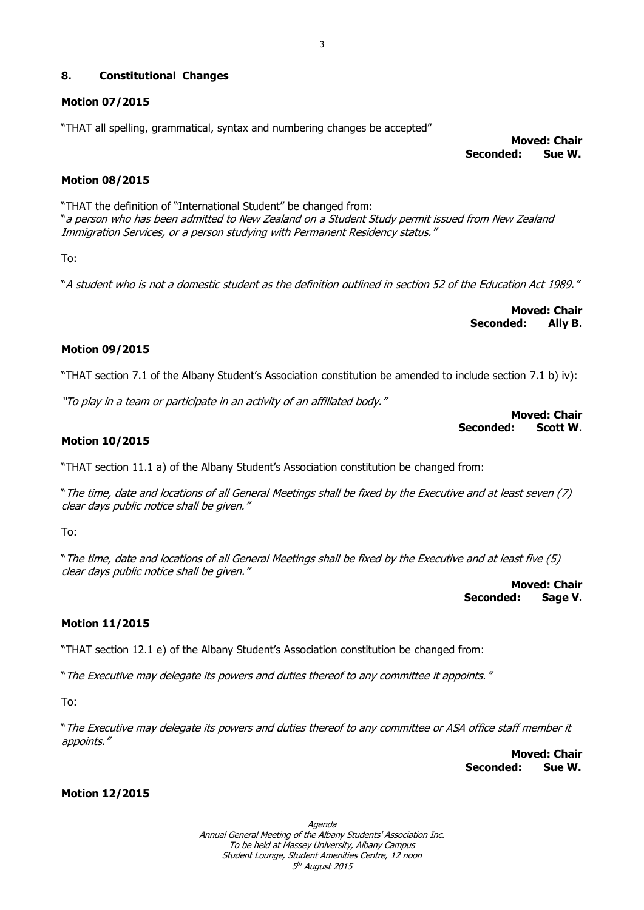## 8. Constitutional Changes

**Motion 07/2015**

"THAT all spelling, grammatical, syntax and numbering changes be accepted"

**Moved: Chair**
**Seconded: Sue W.**

**Motion 08/2015**

"THAT the definition of "International Student" be changed from:
"*a person who has been admitted to New Zealand on a Student Study permit issued from New Zealand Immigration Services, or a person studying with Permanent Residency status.*"

To:

"*A student who is not a domestic student as the definition outlined in section 52 of the Education Act 1989.*"

**Moved: Chair**
**Seconded: Ally B.**

**Motion 09/2015**

"THAT section 7.1 of the Albany Student's Association constitution be amended to include section 7.1 b) iv):

*"To play in a team or participate in an activity of an affiliated body."*

**Moved: Chair**
**Seconded: Scott W.**

**Motion 10/2015**

"THAT section 11.1 a) of the Albany Student's Association constitution be changed from:

"*The time, date and locations of all General Meetings shall be fixed by the Executive and at least seven (7) clear days public notice shall be given.*"

To:

"*The time, date and locations of all General Meetings shall be fixed by the Executive and at least five (5) clear days public notice shall be given.*"

**Moved: Chair**
**Seconded: Sage V.**

**Motion 11/2015**

"THAT section 12.1 e) of the Albany Student's Association constitution be changed from:

"*The Executive may delegate its powers and duties thereof to any committee it appoints.*"

To:

"*The Executive may delegate its powers and duties thereof to any committee or ASA office staff member it appoints.*"

**Moved: Chair**
**Seconded: Sue W.**

**Motion 12/2015**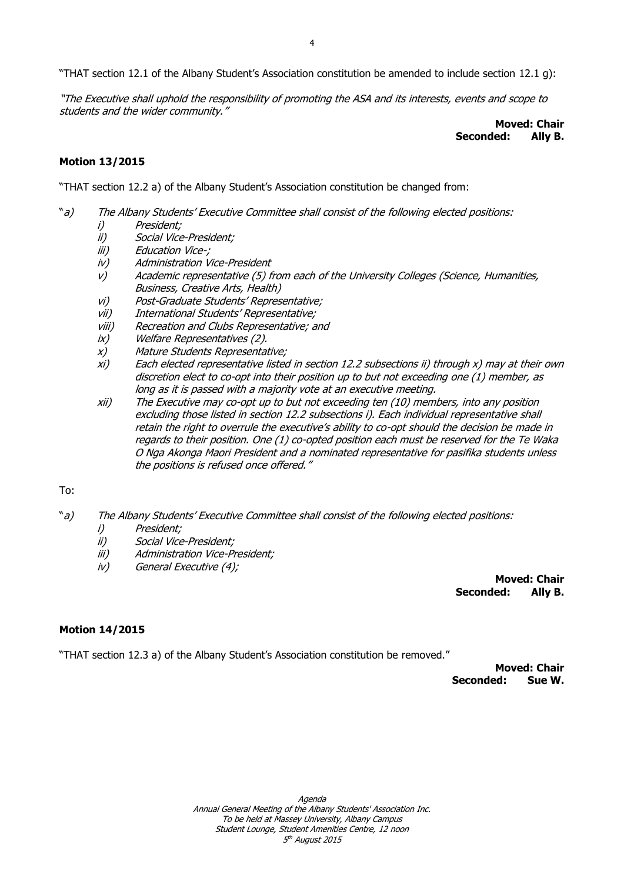"THAT section 12.1 of the Albany Student's Association constitution be amended to include section 12.1 g):

*"The Executive shall uphold the responsibility of promoting the ASA and its interests, events and scope to students and the wider community."*

**Moved: Chair**
**Seconded: Ally B.**

**Motion 13/2015**

"THAT section 12.2 a) of the Albany Student's Association constitution be changed from:

"*a) The Albany Students' Executive Committee shall consist of the following elected positions:*

*i) President;*
*ii) Social Vice-President;*
*iii) Education Vice-;*
*iv) Administration Vice-President*
*v) Academic representative (5) from each of the University Colleges (Science, Humanities, Business, Creative Arts, Health)*
*vi) Post-Graduate Students' Representative;*
*vii) International Students' Representative;*
*viii) Recreation and Clubs Representative; and*
*ix) Welfare Representatives (2).*
*x) Mature Students Representative;*
*xi) Each elected representative listed in section 12.2 subsections ii) through x) may at their own discretion elect to co-opt into their position up to but not exceeding one (1) member, as long as it is passed with a majority vote at an executive meeting.*
*xii) The Executive may co-opt up to but not exceeding ten (10) members, into any position excluding those listed in section 12.2 subsections i). Each individual representative shall retain the right to overrule the executive's ability to co-opt should the decision be made in regards to their position. One (1) co-opted position each must be reserved for the Te Waka O Nga Akonga Maori President and a nominated representative for pasifika students unless the positions is refused once offered."*

To:

"*a) The Albany Students' Executive Committee shall consist of the following elected positions:*

*i) President;*
*ii) Social Vice-President;*
*iii) Administration Vice-President;*
*iv) General Executive (4);*

**Moved: Chair**
**Seconded: Ally B.**

**Motion 14/2015**

"THAT section 12.3 a) of the Albany Student's Association constitution be removed."

**Moved: Chair**
**Seconded: Sue W.**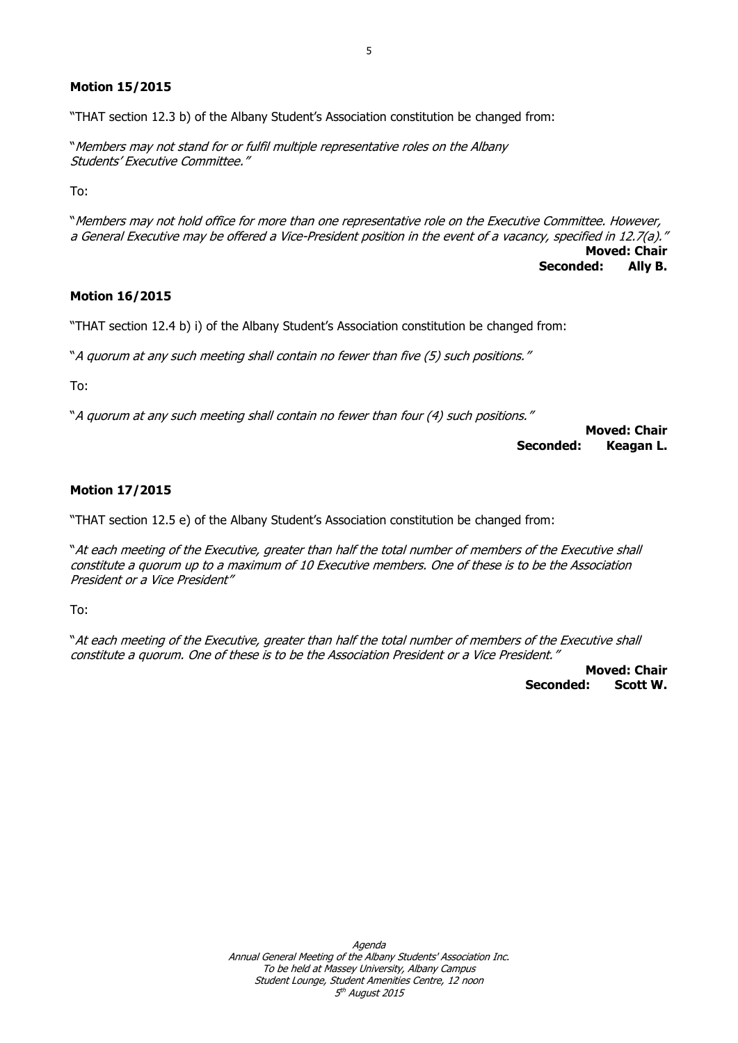**Motion 15/2015**

"THAT section 12.3 b) of the Albany Student's Association constitution be changed from:

"*Members may not stand for or fulfil multiple representative roles on the Albany Students' Executive Committee.*"

To:

"*Members may not hold office for more than one representative role on the Executive Committee. However, a General Executive may be offered a Vice-President position in the event of a vacancy, specified in 12.7(a).*"

**Moved: Chair**
**Seconded: Ally B.**

**Motion 16/2015**

"THAT section 12.4 b) i) of the Albany Student's Association constitution be changed from:

"*A quorum at any such meeting shall contain no fewer than five (5) such positions.*"

To:

"*A quorum at any such meeting shall contain no fewer than four (4) such positions.*"

**Moved: Chair**
**Seconded: Keagan L.**

**Motion 17/2015**

"THAT section 12.5 e) of the Albany Student's Association constitution be changed from:

"*At each meeting of the Executive, greater than half the total number of members of the Executive shall constitute a quorum up to a maximum of 10 Executive members. One of these is to be the Association President or a Vice President*"

To:

"*At each meeting of the Executive, greater than half the total number of members of the Executive shall constitute a quorum. One of these is to be the Association President or a Vice President.*"

**Moved: Chair**
**Seconded: Scott W.**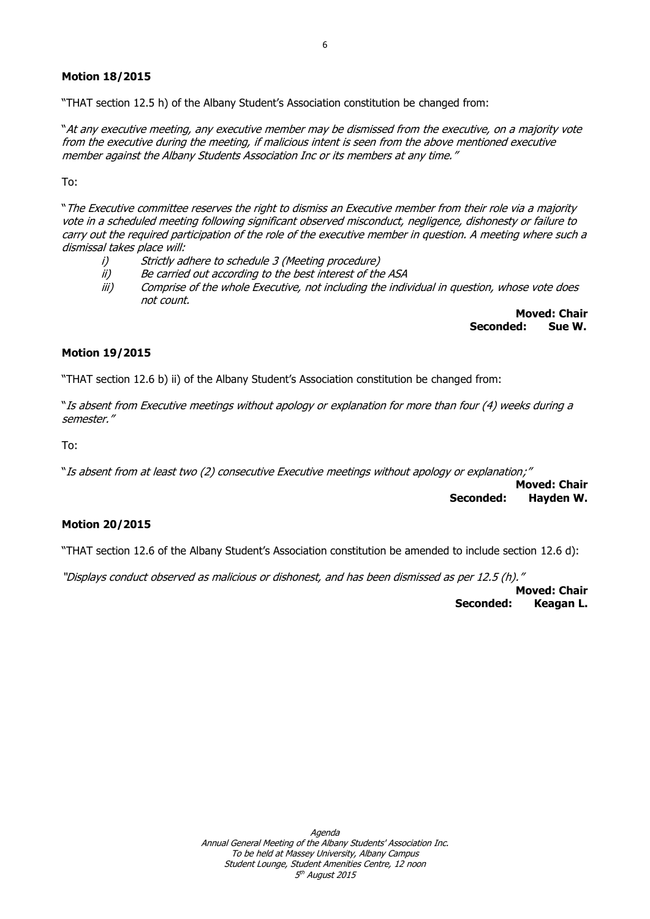**Motion 18/2015**

"THAT section 12.5 h) of the Albany Student's Association constitution be changed from:

"*At any executive meeting, any executive member may be dismissed from the executive, on a majority vote from the executive during the meeting, if malicious intent is seen from the above mentioned executive member against the Albany Students Association Inc or its members at any time.*"

To:

"*The Executive committee reserves the right to dismiss an Executive member from their role via a majority vote in a scheduled meeting following significant observed misconduct, negligence, dishonesty or failure to carry out the required participation of the role of the executive member in question. A meeting where such a dismissal takes place will:*

*i) Strictly adhere to schedule 3 (Meeting procedure)*
*ii) Be carried out according to the best interest of the ASA*
*iii) Comprise of the whole Executive, not including the individual in question, whose vote does not count.*

**Moved: Chair**
**Seconded: Sue W.**

**Motion 19/2015**

"THAT section 12.6 b) ii) of the Albany Student's Association constitution be changed from:

"*Is absent from Executive meetings without apology or explanation for more than four (4) weeks during a semester.*"

To:

"*Is absent from at least two (2) consecutive Executive meetings without apology or explanation;*"

**Moved: Chair**
**Seconded: Hayden W.**

**Motion 20/2015**

"THAT section 12.6 of the Albany Student's Association constitution be amended to include section 12.6 d):

*"Displays conduct observed as malicious or dishonest, and has been dismissed as per 12.5 (h)."*

**Moved: Chair**
**Seconded: Keagan L.**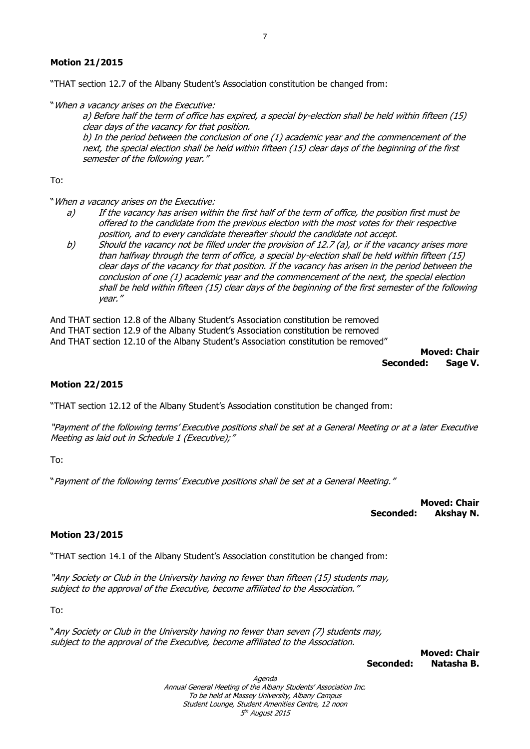**Motion 21/2015**

"THAT section 12.7 of the Albany Student's Association constitution be changed from:

"*When a vacancy arises on the Executive:*

*a) Before half the term of office has expired, a special by-election shall be held within fifteen (15) clear days of the vacancy for that position.*

*b) In the period between the conclusion of one (1) academic year and the commencement of the next, the special election shall be held within fifteen (15) clear days of the beginning of the first semester of the following year."*

To:

"*When a vacancy arises on the Executive:*

*a) If the vacancy has arisen within the first half of the term of office, the position first must be offered to the candidate from the previous election with the most votes for their respective position, and to every candidate thereafter should the candidate not accept.*

*b) Should the vacancy not be filled under the provision of 12.7 (a), or if the vacancy arises more than halfway through the term of office, a special by-election shall be held within fifteen (15) clear days of the vacancy for that position. If the vacancy has arisen in the period between the conclusion of one (1) academic year and the commencement of the next, the special election shall be held within fifteen (15) clear days of the beginning of the first semester of the following year."*

And THAT section 12.8 of the Albany Student's Association constitution be removed
And THAT section 12.9 of the Albany Student's Association constitution be removed
And THAT section 12.10 of the Albany Student's Association constitution be removed"

**Moved: Chair**
**Seconded: Sage V.**

**Motion 22/2015**

"THAT section 12.12 of the Albany Student's Association constitution be changed from:

*"Payment of the following terms' Executive positions shall be set at a General Meeting or at a later Executive Meeting as laid out in Schedule 1 (Executive);"*

To:

"*Payment of the following terms' Executive positions shall be set at a General Meeting."*

**Moved: Chair**
**Seconded: Akshay N.**

**Motion 23/2015**

"THAT section 14.1 of the Albany Student's Association constitution be changed from:

*"Any Society or Club in the University having no fewer than fifteen (15) students may, subject to the approval of the Executive, become affiliated to the Association."*

To:

"*Any Society or Club in the University having no fewer than seven (7) students may, subject to the approval of the Executive, become affiliated to the Association.*

**Moved: Chair**
**Seconded: Natasha B.**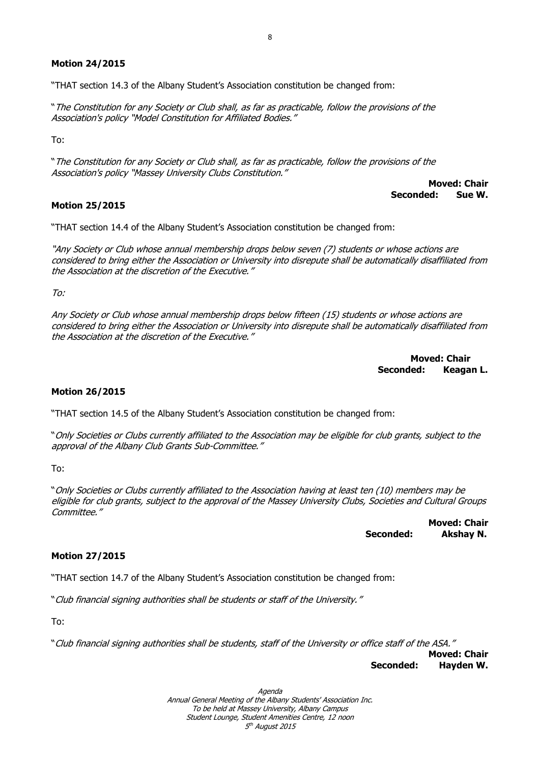**Motion 24/2015**

"THAT section 14.3 of the Albany Student's Association constitution be changed from:

"*The Constitution for any Society or Club shall, as far as practicable, follow the provisions of the Association's policy "Model Constitution for Affiliated Bodies."*

To:

"*The Constitution for any Society or Club shall, as far as practicable, follow the provisions of the Association's policy "Massey University Clubs Constitution."*

**Moved: Chair**
**Seconded: Sue W.**

**Motion 25/2015**

"THAT section 14.4 of the Albany Student's Association constitution be changed from:

*"Any Society or Club whose annual membership drops below seven (7) students or whose actions are considered to bring either the Association or University into disrepute shall be automatically disaffiliated from the Association at the discretion of the Executive."*

*To:*

*Any Society or Club whose annual membership drops below fifteen (15) students or whose actions are considered to bring either the Association or University into disrepute shall be automatically disaffiliated from the Association at the discretion of the Executive."*

**Moved: Chair**
**Seconded: Keagan L.**

**Motion 26/2015**

"THAT section 14.5 of the Albany Student's Association constitution be changed from:

"*Only Societies or Clubs currently affiliated to the Association may be eligible for club grants, subject to the approval of the Albany Club Grants Sub-Committee."*

To:

"*Only Societies or Clubs currently affiliated to the Association having at least ten (10) members may be eligible for club grants, subject to the approval of the Massey University Clubs, Societies and Cultural Groups Committee."*

**Moved: Chair**
**Seconded: Akshay N.**

**Motion 27/2015**

"THAT section 14.7 of the Albany Student's Association constitution be changed from:

"*Club financial signing authorities shall be students or staff of the University."*

To:

"*Club financial signing authorities shall be students, staff of the University or office staff of the ASA."*

**Moved: Chair**
**Seconded: Hayden W.**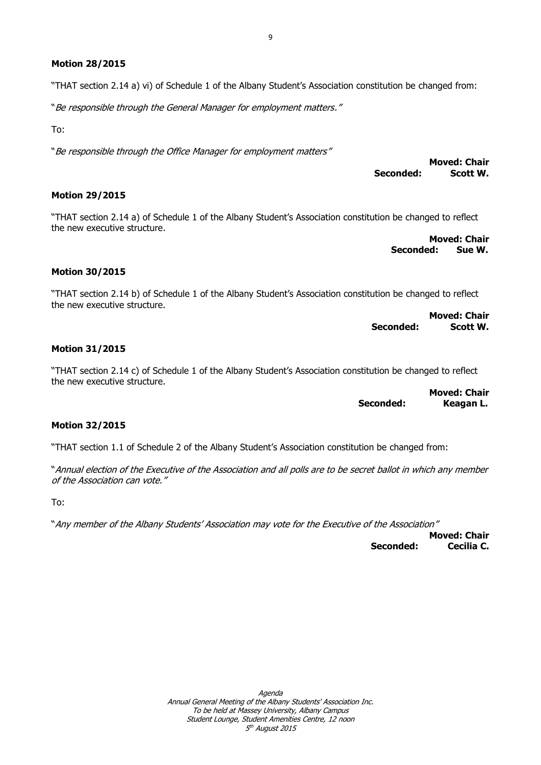**Motion 28/2015**

"THAT section 2.14 a) vi) of Schedule 1 of the Albany Student's Association constitution be changed from:

"*Be responsible through the General Manager for employment matters.*"

To:

"*Be responsible through the Office Manager for employment matters*"

**Moved: Chair**
**Seconded: Scott W.**

**Motion 29/2015**

"THAT section 2.14 a) of Schedule 1 of the Albany Student's Association constitution be changed to reflect the new executive structure.

**Moved: Chair**
**Seconded: Sue W.**

**Motion 30/2015**

"THAT section 2.14 b) of Schedule 1 of the Albany Student's Association constitution be changed to reflect the new executive structure.

**Moved: Chair**
**Seconded: Scott W.**

**Motion 31/2015**

"THAT section 2.14 c) of Schedule 1 of the Albany Student's Association constitution be changed to reflect the new executive structure.

**Moved: Chair**
**Seconded: Keagan L.**

**Motion 32/2015**

"THAT section 1.1 of Schedule 2 of the Albany Student's Association constitution be changed from:

"*Annual election of the Executive of the Association and all polls are to be secret ballot in which any member of the Association can vote.*"

To:

"*Any member of the Albany Students' Association may vote for the Executive of the Association*"

**Moved: Chair**
**Seconded: Cecilia C.**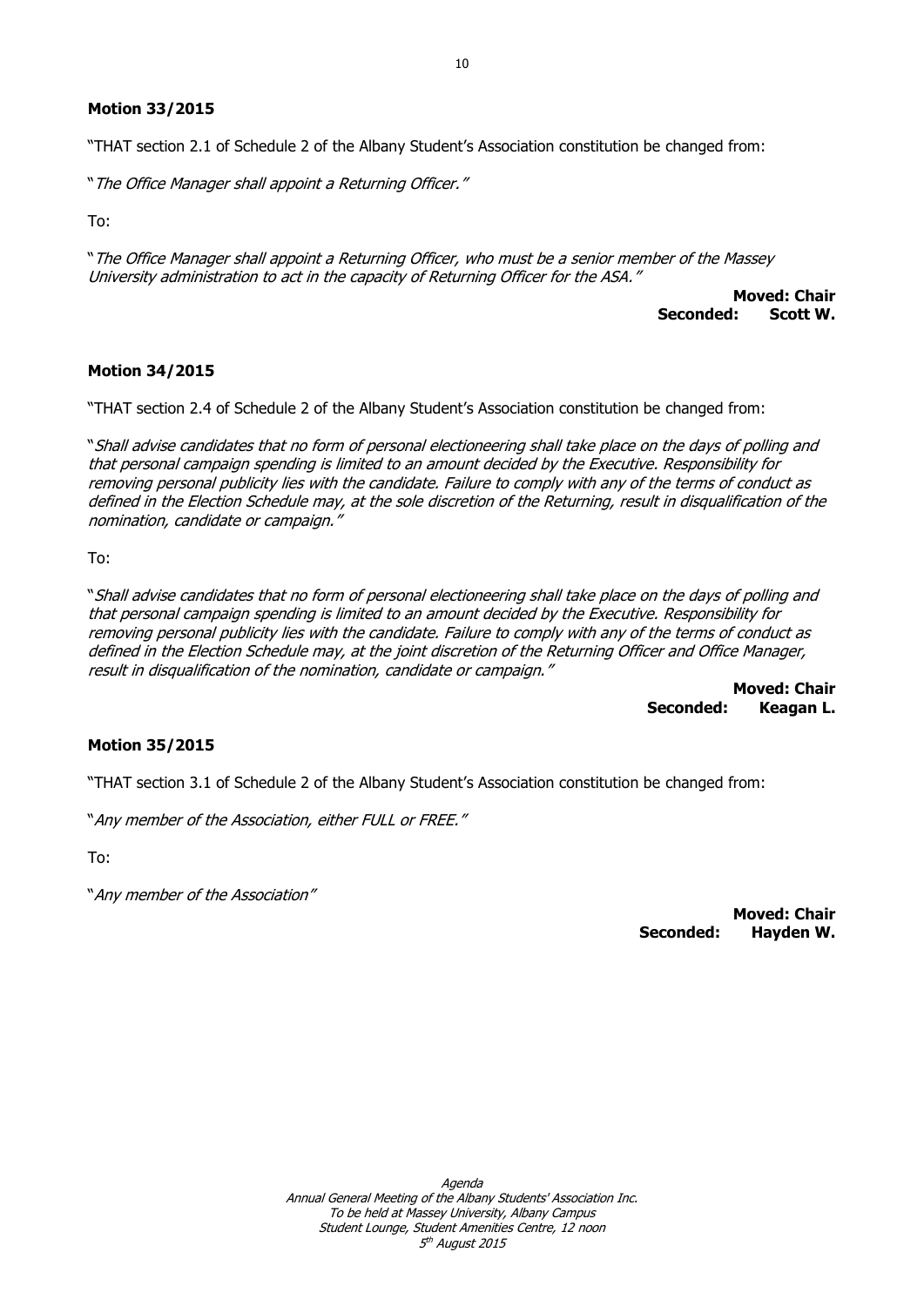**Motion 33/2015**

"THAT section 2.1 of Schedule 2 of the Albany Student's Association constitution be changed from:

"*The Office Manager shall appoint a Returning Officer.*"

To:

"*The Office Manager shall appoint a Returning Officer, who must be a senior member of the Massey University administration to act in the capacity of Returning Officer for the ASA.*"

**Moved: Chair**
**Seconded: Scott W.**

**Motion 34/2015**

"THAT section 2.4 of Schedule 2 of the Albany Student's Association constitution be changed from:

"*Shall advise candidates that no form of personal electioneering shall take place on the days of polling and that personal campaign spending is limited to an amount decided by the Executive. Responsibility for removing personal publicity lies with the candidate. Failure to comply with any of the terms of conduct as defined in the Election Schedule may, at the sole discretion of the Returning, result in disqualification of the nomination, candidate or campaign.*"

To:

"*Shall advise candidates that no form of personal electioneering shall take place on the days of polling and that personal campaign spending is limited to an amount decided by the Executive. Responsibility for removing personal publicity lies with the candidate. Failure to comply with any of the terms of conduct as defined in the Election Schedule may, at the joint discretion of the Returning Officer and Office Manager, result in disqualification of the nomination, candidate or campaign.*"

**Moved: Chair**
**Seconded: Keagan L.**

**Motion 35/2015**

"THAT section 3.1 of Schedule 2 of the Albany Student's Association constitution be changed from:

"*Any member of the Association, either FULL or FREE.*"

To:

"*Any member of the Association*"

**Moved: Chair**
**Seconded: Hayden W.**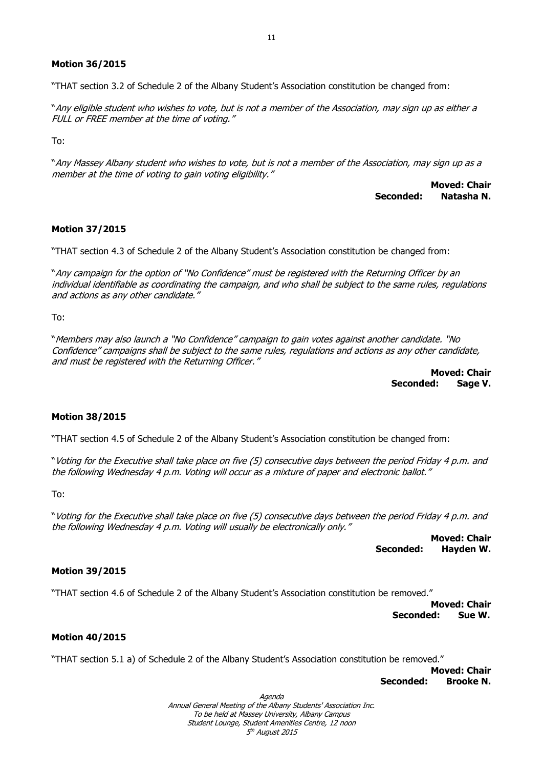**Motion 36/2015**

"THAT section 3.2 of Schedule 2 of the Albany Student's Association constitution be changed from:

"*Any eligible student who wishes to vote, but is not a member of the Association, may sign up as either a FULL or FREE member at the time of voting.*"

To:

"*Any Massey Albany student who wishes to vote, but is not a member of the Association, may sign up as a member at the time of voting to gain voting eligibility.*"

**Moved: Chair**
**Seconded: Natasha N.**

**Motion 37/2015**

"THAT section 4.3 of Schedule 2 of the Albany Student's Association constitution be changed from:

"*Any campaign for the option of "No Confidence" must be registered with the Returning Officer by an individual identifiable as coordinating the campaign, and who shall be subject to the same rules, regulations and actions as any other candidate.*"

To:

"*Members may also launch a "No Confidence" campaign to gain votes against another candidate. "No Confidence" campaigns shall be subject to the same rules, regulations and actions as any other candidate, and must be registered with the Returning Officer.*"

**Moved: Chair**
**Seconded: Sage V.**

**Motion 38/2015**

"THAT section 4.5 of Schedule 2 of the Albany Student's Association constitution be changed from:

"*Voting for the Executive shall take place on five (5) consecutive days between the period Friday 4 p.m. and the following Wednesday 4 p.m. Voting will occur as a mixture of paper and electronic ballot.*"

To:

"*Voting for the Executive shall take place on five (5) consecutive days between the period Friday 4 p.m. and the following Wednesday 4 p.m. Voting will usually be electronically only.*"

**Moved: Chair**
**Seconded: Hayden W.**

**Motion 39/2015**

"THAT section 4.6 of Schedule 2 of the Albany Student's Association constitution be removed."

**Moved: Chair**
**Seconded: Sue W.**

**Motion 40/2015**

"THAT section 5.1 a) of Schedule 2 of the Albany Student's Association constitution be removed."

**Moved: Chair**
**Seconded: Brooke N.**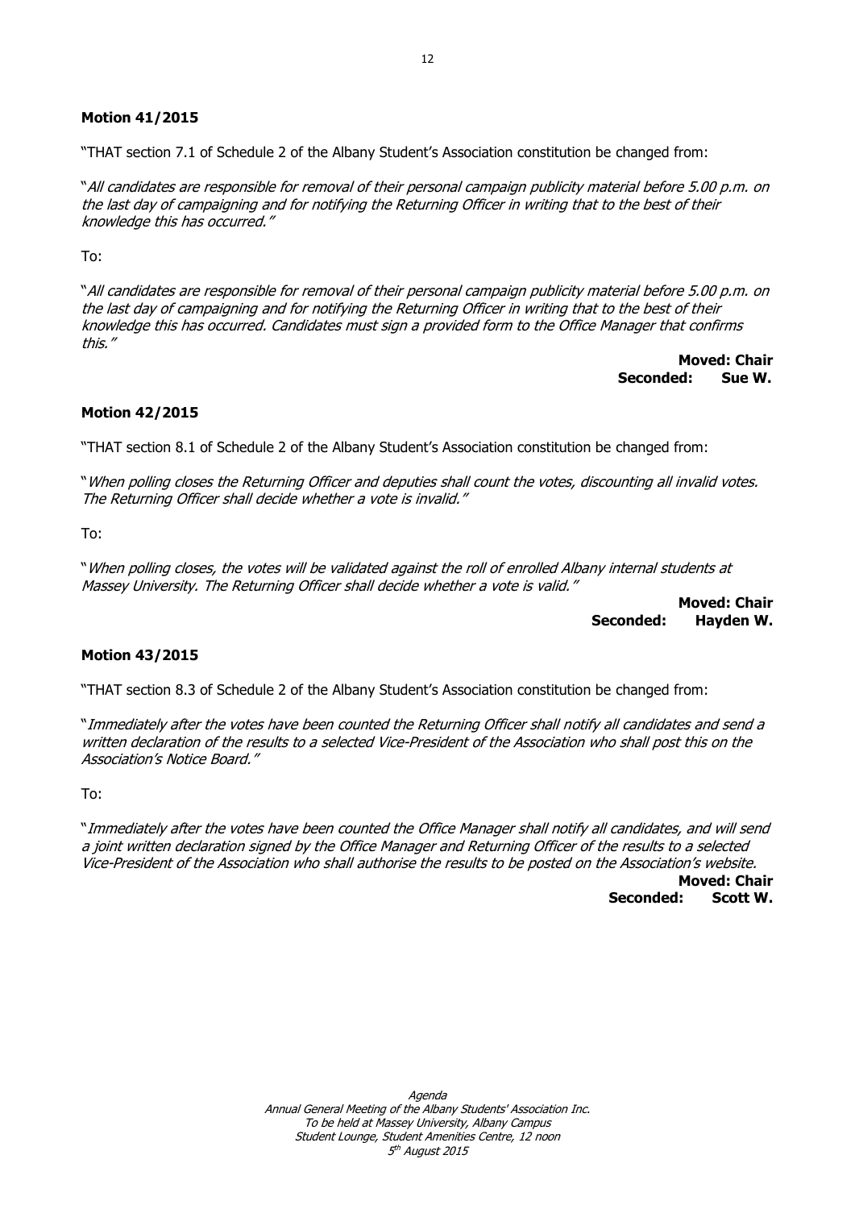**Motion 41/2015**

"THAT section 7.1 of Schedule 2 of the Albany Student's Association constitution be changed from:

"*All candidates are responsible for removal of their personal campaign publicity material before 5.00 p.m. on the last day of campaigning and for notifying the Returning Officer in writing that to the best of their knowledge this has occurred.*"

To:

"*All candidates are responsible for removal of their personal campaign publicity material before 5.00 p.m. on the last day of campaigning and for notifying the Returning Officer in writing that to the best of their knowledge this has occurred. Candidates must sign a provided form to the Office Manager that confirms this.*"

**Moved: Chair**
**Seconded: Sue W.**

**Motion 42/2015**

"THAT section 8.1 of Schedule 2 of the Albany Student's Association constitution be changed from:

"*When polling closes the Returning Officer and deputies shall count the votes, discounting all invalid votes. The Returning Officer shall decide whether a vote is invalid.*"

To:

"*When polling closes, the votes will be validated against the roll of enrolled Albany internal students at Massey University. The Returning Officer shall decide whether a vote is valid.*"

**Moved: Chair**
**Seconded: Hayden W.**

**Motion 43/2015**

"THAT section 8.3 of Schedule 2 of the Albany Student's Association constitution be changed from:

"*Immediately after the votes have been counted the Returning Officer shall notify all candidates and send a written declaration of the results to a selected Vice-President of the Association who shall post this on the Association's Notice Board.*"

To:

"*Immediately after the votes have been counted the Office Manager shall notify all candidates, and will send a joint written declaration signed by the Office Manager and Returning Officer of the results to a selected Vice-President of the Association who shall authorise the results to be posted on the Association's website.*

**Moved: Chair**
**Seconded: Scott W.**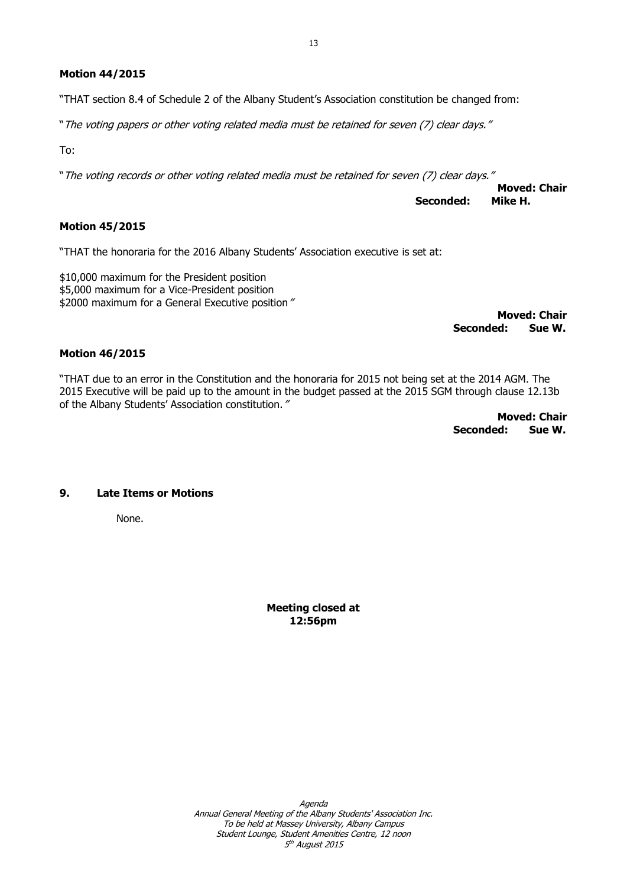**Motion 44/2015**

"THAT section 8.4 of Schedule 2 of the Albany Student's Association constitution be changed from:

"*The voting papers or other voting related media must be retained for seven (7) clear days.*"

To:

"*The voting records or other voting related media must be retained for seven (7) clear days.*"

**Moved: Chair**
**Seconded: Mike H.**

**Motion 45/2015**

"THAT the honoraria for the 2016 Albany Students' Association executive is set at:

$10,000 maximum for the President position
$5,000 maximum for a Vice-President position
$2000 maximum for a General Executive position"

**Moved: Chair**
**Seconded: Sue W.**

**Motion 46/2015**

"THAT due to an error in the Constitution and the honoraria for 2015 not being set at the 2014 AGM. The 2015 Executive will be paid up to the amount in the budget passed at the 2015 SGM through clause 12.13b of the Albany Students' Association constitution."

**Moved: Chair**
**Seconded: Sue W.**

## 9. Late Items or Motions

None.

**Meeting closed at 12:56pm**